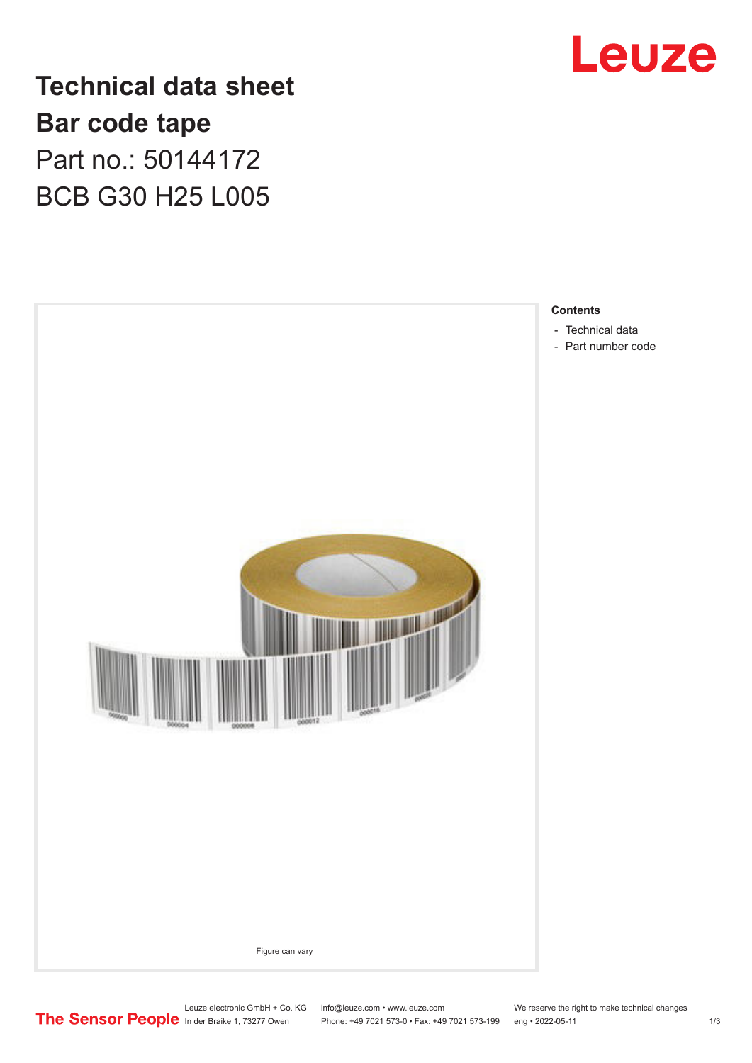# Technical data sheet

# Bar code tape

Part no.: 50144172

BCB G30 H25 L005

Figure can vary

**Contents**

- Technical data
- Part number code

Leuze electronic GmbH + Co. KG
In der Braike 1, 73277 Owen

info@leuze.com • www.leuze.com
Phone: +49 7021 573-0 • Fax: +49 7021 573-199

We reserve the right to make technical changes
eng • 2022-05-11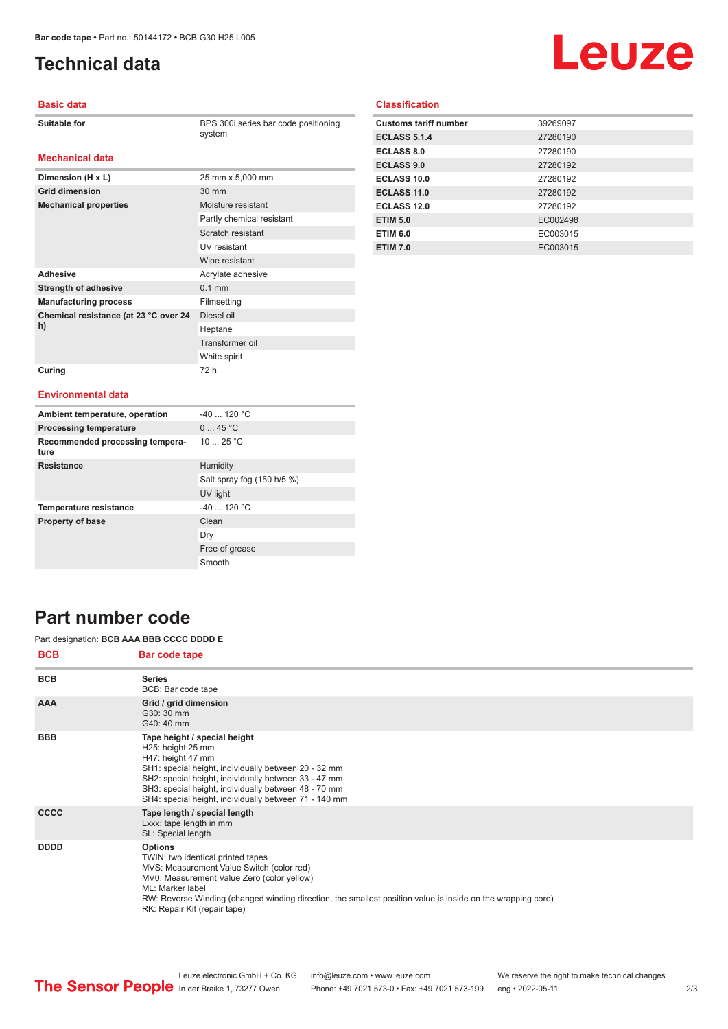Bar code tape • Part no.: 50144172 • BCB G30 H25 L005

# Technical data

## Basic data

| | |
|---|---|
| **Suitable for** | BPS 300i series bar code positioning system |

## Mechanical data

| | |
|---|---|
| **Dimension (H x L)** | 25 mm x 5,000 mm |
| **Grid dimension** | 30 mm |
| **Mechanical properties** | Moisture resistant |
| | Partly chemical resistant |
| | Scratch resistant |
| | UV resistant |
| | Wipe resistant |
| **Adhesive** | Acrylate adhesive |
| **Strength of adhesive** | 0.1 mm |
| **Manufacturing process** | Filmsetting |
| **Chemical resistance (at 23 °C over 24 h)** | Diesel oil |
| | Heptane |
| | Transformer oil |
| | White spirit |
| **Curing** | 72 h |

## Environmental data

| | |
|---|---|
| **Ambient temperature, operation** | -40 ... 120 °C |
| **Processing temperature** | 0 ... 45 °C |
| **Recommended processing temperature** | 10 ... 25 °C |
| **Resistance** | Humidity |
| | Salt spray fog (150 h/5 %) |
| | UV light |
| **Temperature resistance** | -40 ... 120 °C |
| **Property of base** | Clean |
| | Dry |
| | Free of grease |
| | Smooth |

## Classification

| | |
|---|---|
| **Customs tariff number** | 39269097 |
| **ECLASS 5.1.4** | 27280190 |
| **ECLASS 8.0** | 27280190 |
| **ECLASS 9.0** | 27280192 |
| **ECLASS 10.0** | 27280192 |
| **ECLASS 11.0** | 27280192 |
| **ECLASS 12.0** | 27280192 |
| **ETIM 5.0** | EC002498 |
| **ETIM 6.0** | EC003015 |
| **ETIM 7.0** | EC003015 |

# Part number code

Part designation: **BCB AAA BBB CCCC DDDD E**

| BCB | Bar code tape |
|---|---|
| **BCB** | **Series**<br>BCB: Bar code tape |
| **AAA** | **Grid / grid dimension**<br>G30: 30 mm<br>G40: 40 mm |
| **BBB** | **Tape height / special height**<br>H25: height 25 mm<br>H47: height 47 mm<br>SH1: special height, individually between 20 - 32 mm<br>SH2: special height, individually between 33 - 47 mm<br>SH3: special height, individually between 48 - 70 mm<br>SH4: special height, individually between 71 - 140 mm |
| **CCCC** | **Tape length / special length**<br>Lxxx: tape length in mm<br>SL: Special length |
| **DDDD** | **Options**<br>TWIN: two identical printed tapes<br>MVS: Measurement Value Switch (color red)<br>MV0: Measurement Value Zero (color yellow)<br>ML: Marker label<br>RW: Reverse Winding (changed winding direction, the smallest position value is inside on the wrapping core)<br>RK: Repair Kit (repair tape) |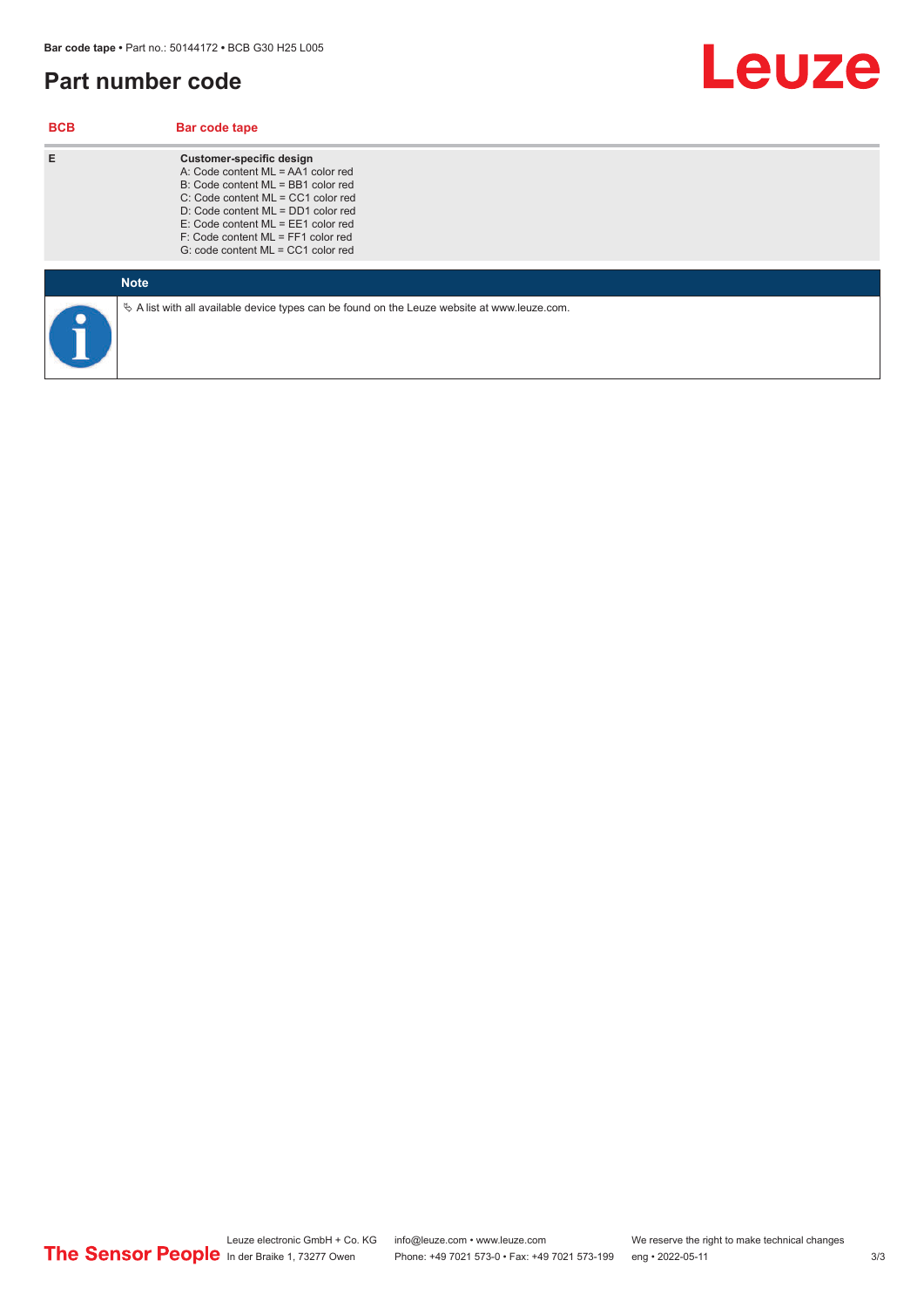# Part number code

| | |
|---|---|
| **BCB** | **Bar code tape** |
| E | **Customer-specific design**<br>A: Code content ML = AA1 color red<br>B: Code content ML = BB1 color red<br>C: Code content ML = CC1 color red<br>D: Code content ML = DD1 color red<br>E: Code content ML = EE1 color red<br>F: Code content ML = FF1 color red<br>G: code content ML = CC1 color red |

**Note**

↯ A list with all available device types can be found on the Leuze website at www.leuze.com.